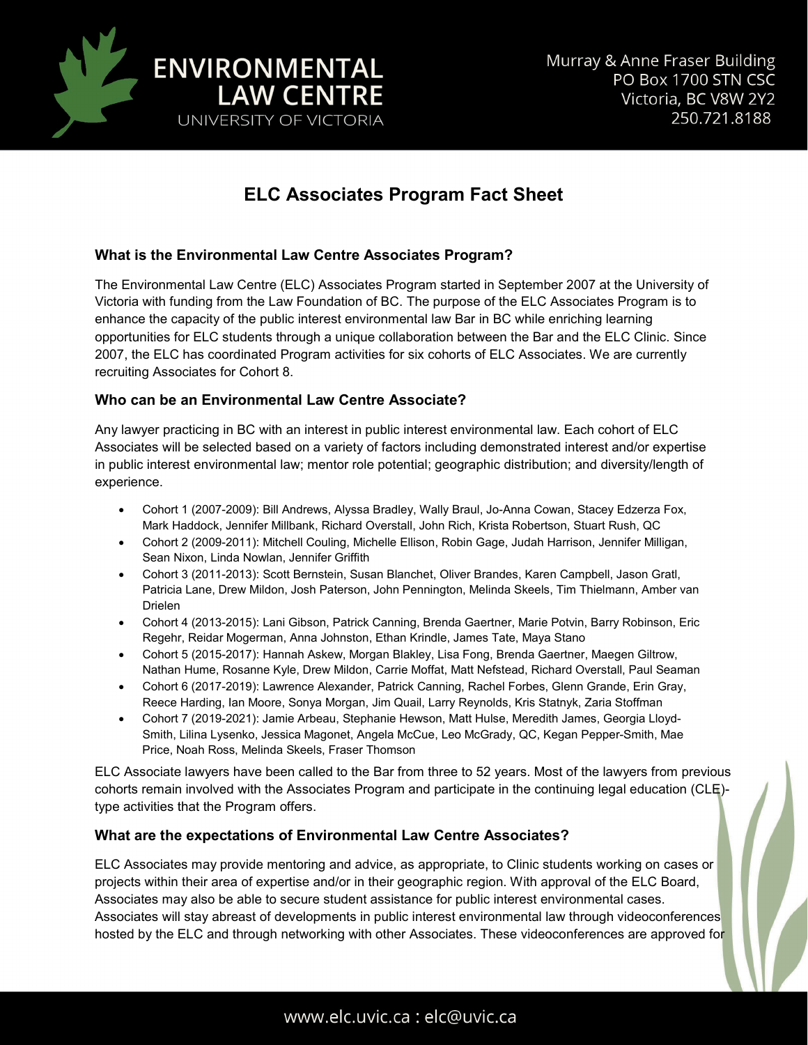ENVIRONMENTAL LAW CENTRE
UNIVERSITY OF VICTORIA

Murray & Anne Fraser Building
PO Box 1700 STN CSC
Victoria, BC V8W 2Y2
250.721.8188

# ELC Associates Program Fact Sheet

### What is the Environmental Law Centre Associates Program?

The Environmental Law Centre (ELC) Associates Program started in September 2007 at the University of Victoria with funding from the Law Foundation of BC. The purpose of the ELC Associates Program is to enhance the capacity of the public interest environmental law Bar in BC while enriching learning opportunities for ELC students through a unique collaboration between the Bar and the ELC Clinic. Since 2007, the ELC has coordinated Program activities for six cohorts of ELC Associates. We are currently recruiting Associates for Cohort 8.

### Who can be an Environmental Law Centre Associate?

Any lawyer practicing in BC with an interest in public interest environmental law. Each cohort of ELC Associates will be selected based on a variety of factors including demonstrated interest and/or expertise in public interest environmental law; mentor role potential; geographic distribution; and diversity/length of experience.

- Cohort 1 (2007-2009): Bill Andrews, Alyssa Bradley, Wally Braul, Jo-Anna Cowan, Stacey Edzerza Fox, Mark Haddock, Jennifer Millbank, Richard Overstall, John Rich, Krista Robertson, Stuart Rush, QC
- Cohort 2 (2009-2011): Mitchell Couling, Michelle Ellison, Robin Gage, Judah Harrison, Jennifer Milligan, Sean Nixon, Linda Nowlan, Jennifer Griffith
- Cohort 3 (2011-2013): Scott Bernstein, Susan Blanchet, Oliver Brandes, Karen Campbell, Jason Gratl, Patricia Lane, Drew Mildon, Josh Paterson, John Pennington, Melinda Skeels, Tim Thielmann, Amber van Drielen
- Cohort 4 (2013-2015): Lani Gibson, Patrick Canning, Brenda Gaertner, Marie Potvin, Barry Robinson, Eric Regehr, Reidar Mogerman, Anna Johnston, Ethan Krindle, James Tate, Maya Stano
- Cohort 5 (2015-2017): Hannah Askew, Morgan Blakley, Lisa Fong, Brenda Gaertner, Maegen Giltrow, Nathan Hume, Rosanne Kyle, Drew Mildon, Carrie Moffat, Matt Nefstead, Richard Overstall, Paul Seaman
- Cohort 6 (2017-2019): Lawrence Alexander, Patrick Canning, Rachel Forbes, Glenn Grande, Erin Gray, Reece Harding, Ian Moore, Sonya Morgan, Jim Quail, Larry Reynolds, Kris Statnyk, Zaria Stoffman
- Cohort 7 (2019-2021): Jamie Arbeau, Stephanie Hewson, Matt Hulse, Meredith James, Georgia Lloyd-Smith, Lilina Lysenko, Jessica Magonet, Angela McCue, Leo McGrady, QC, Kegan Pepper-Smith, Mae Price, Noah Ross, Melinda Skeels, Fraser Thomson

ELC Associate lawyers have been called to the Bar from three to 52 years. Most of the lawyers from previous cohorts remain involved with the Associates Program and participate in the continuing legal education (CLE)-type activities that the Program offers.

### What are the expectations of Environmental Law Centre Associates?

ELC Associates may provide mentoring and advice, as appropriate, to Clinic students working on cases or projects within their area of expertise and/or in their geographic region. With approval of the ELC Board, Associates may also be able to secure student assistance for public interest environmental cases. Associates will stay abreast of developments in public interest environmental law through videoconferences hosted by the ELC and through networking with other Associates. These videoconferences are approved for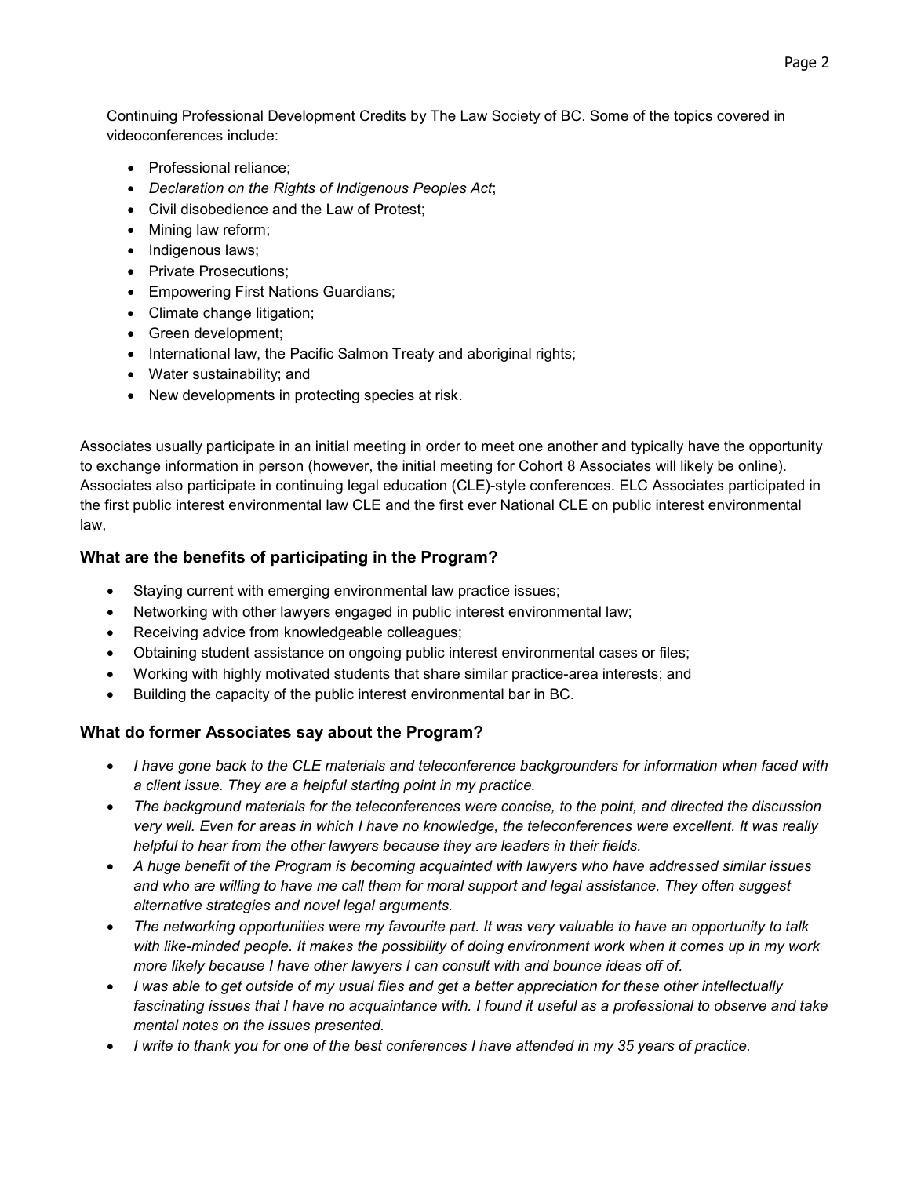Continuing Professional Development Credits by The Law Society of BC. Some of the topics covered in videoconferences include:

- Professional reliance;
- *Declaration on the Rights of Indigenous Peoples Act*;
- Civil disobedience and the Law of Protest;
- Mining law reform;
- Indigenous laws;
- Private Prosecutions;
- Empowering First Nations Guardians;
- Climate change litigation;
- Green development;
- International law, the Pacific Salmon Treaty and aboriginal rights;
- Water sustainability; and
- New developments in protecting species at risk.

Associates usually participate in an initial meeting in order to meet one another and typically have the opportunity to exchange information in person (however, the initial meeting for Cohort 8 Associates will likely be online). Associates also participate in continuing legal education (CLE)-style conferences. ELC Associates participated in the first public interest environmental law CLE and the first ever National CLE on public interest environmental law,

## What are the benefits of participating in the Program?

- Staying current with emerging environmental law practice issues;
- Networking with other lawyers engaged in public interest environmental law;
- Receiving advice from knowledgeable colleagues;
- Obtaining student assistance on ongoing public interest environmental cases or files;
- Working with highly motivated students that share similar practice-area interests; and
- Building the capacity of the public interest environmental bar in BC.

## What do former Associates say about the Program?

- *I have gone back to the CLE materials and teleconference backgrounders for information when faced with a client issue. They are a helpful starting point in my practice.*
- *The background materials for the teleconferences were concise, to the point, and directed the discussion very well. Even for areas in which I have no knowledge, the teleconferences were excellent. It was really helpful to hear from the other lawyers because they are leaders in their fields.*
- *A huge benefit of the Program is becoming acquainted with lawyers who have addressed similar issues and who are willing to have me call them for moral support and legal assistance. They often suggest alternative strategies and novel legal arguments.*
- *The networking opportunities were my favourite part. It was very valuable to have an opportunity to talk with like-minded people. It makes the possibility of doing environment work when it comes up in my work more likely because I have other lawyers I can consult with and bounce ideas off of.*
- *I was able to get outside of my usual files and get a better appreciation for these other intellectually fascinating issues that I have no acquaintance with. I found it useful as a professional to observe and take mental notes on the issues presented.*
- *I write to thank you for one of the best conferences I have attended in my 35 years of practice.*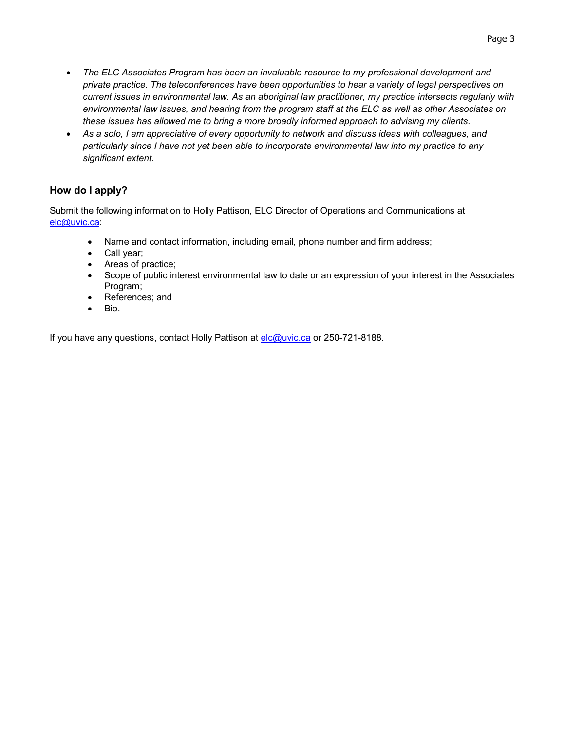- *The ELC Associates Program has been an invaluable resource to my professional development and private practice. The teleconferences have been opportunities to hear a variety of legal perspectives on current issues in environmental law. As an aboriginal law practitioner, my practice intersects regularly with environmental law issues, and hearing from the program staff at the ELC as well as other Associates on these issues has allowed me to bring a more broadly informed approach to advising my clients.*
- *As a solo, I am appreciative of every opportunity to network and discuss ideas with colleagues, and particularly since I have not yet been able to incorporate environmental law into my practice to any significant extent.*

### How do I apply?

Submit the following information to Holly Pattison, ELC Director of Operations and Communications at elc@uvic.ca:

- Name and contact information, including email, phone number and firm address;
- Call year;
- Areas of practice;
- Scope of public interest environmental law to date or an expression of your interest in the Associates Program;
- References; and
- Bio.

If you have any questions, contact Holly Pattison at elc@uvic.ca or 250-721-8188.